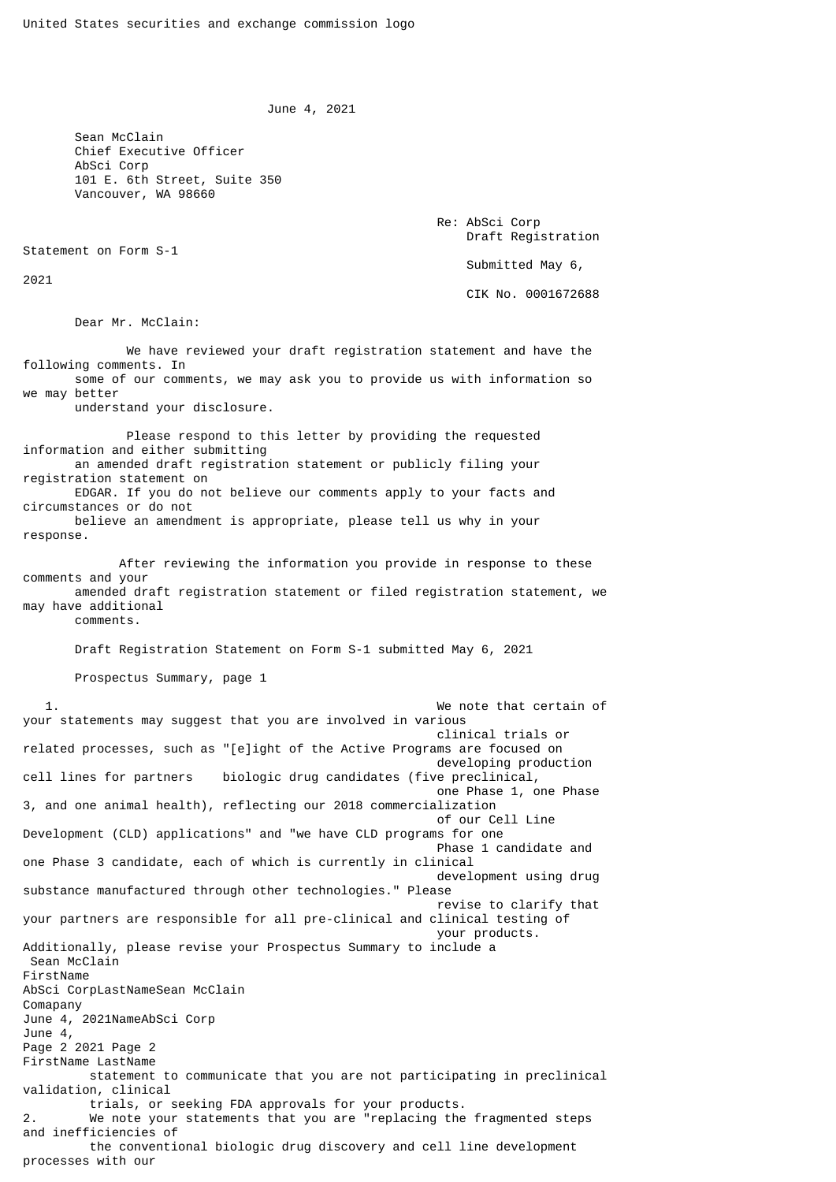United States securities and exchange commission logo

June 4, 2021

Sean McClain
Chief Executive Officer
AbSci Corp
101 E. 6th Street, Suite 350
Vancouver, WA 98660

Re: AbSci Corp
Draft Registration Statement on Form S-1
Submitted May 6, 2021
CIK No. 0001672688

Dear Mr. McClain:

We have reviewed your draft registration statement and have the following comments. In some of our comments, we may ask you to provide us with information so we may better understand your disclosure.

Please respond to this letter by providing the requested information and either submitting an amended draft registration statement or publicly filing your registration statement on EDGAR. If you do not believe our comments apply to your facts and circumstances or do not believe an amendment is appropriate, please tell us why in your response.

After reviewing the information you provide in response to these comments and your amended draft registration statement or filed registration statement, we may have additional comments.

Draft Registration Statement on Form S-1 submitted May 6, 2021

Prospectus Summary, page 1

1. We note that certain of your statements may suggest that you are involved in various clinical trials or related processes, such as "[e]ight of the Active Programs are focused on developing production cell lines for partners biologic drug candidates (five preclinical, one Phase 1, one Phase 3, and one animal health), reflecting our 2018 commercialization of our Cell Line Development (CLD) applications" and "we have CLD programs for one Phase 1 candidate and one Phase 3 candidate, each of which is currently in clinical development using drug substance manufactured through other technologies." Please revise to clarify that your partners are responsible for all pre-clinical and clinical testing of your products. Additionally, please revise your Prospectus Summary to include a statement to communicate that you are not participating in preclinical validation, clinical trials, or seeking FDA approvals for your products.

2. We note your statements that you are "replacing the fragmented steps and inefficiencies of the conventional biologic drug discovery and cell line development processes with our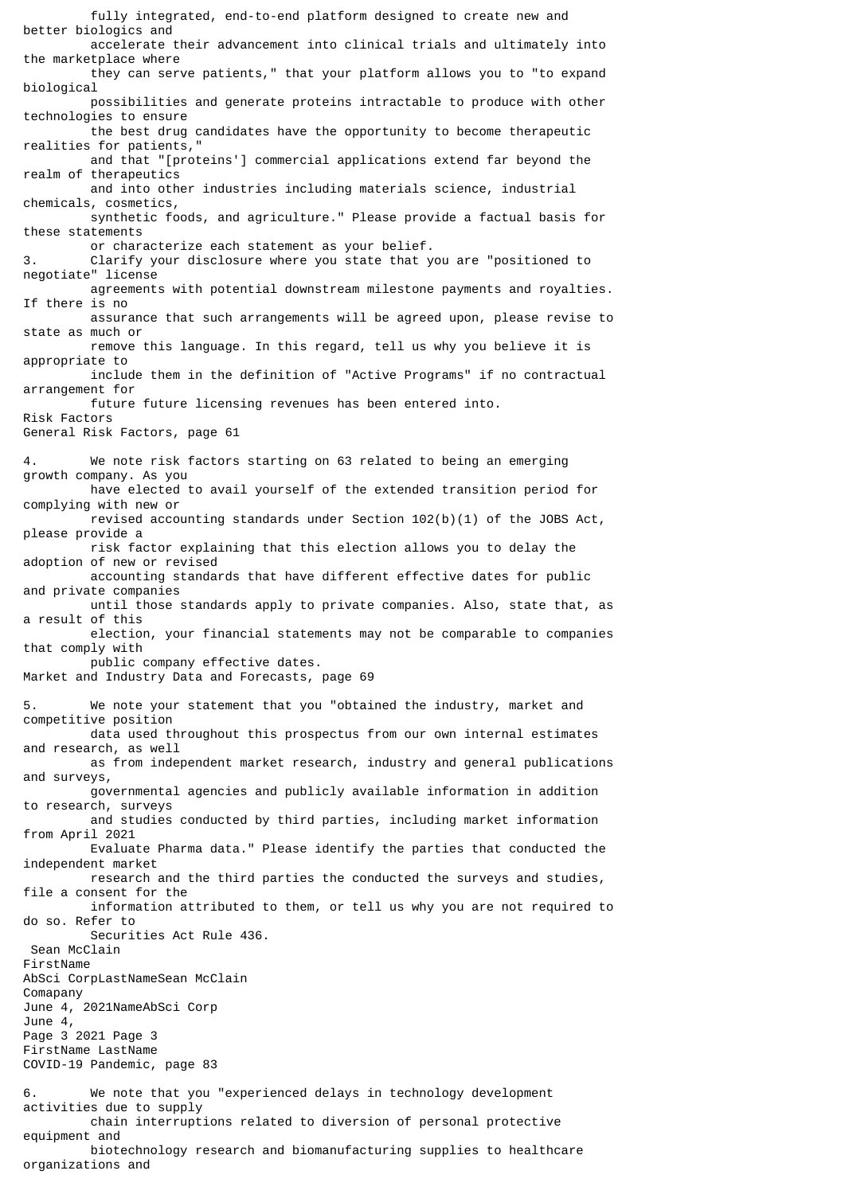fully integrated, end-to-end platform designed to create new and better biologics and accelerate their advancement into clinical trials and ultimately into the marketplace where they can serve patients," that your platform allows you to "to expand biological possibilities and generate proteins intractable to produce with other technologies to ensure the best drug candidates have the opportunity to become therapeutic realities for patients," and that "[proteins'] commercial applications extend far beyond the realm of therapeutics and into other industries including materials science, industrial chemicals, cosmetics, synthetic foods, and agriculture." Please provide a factual basis for these statements or characterize each statement as your belief.

3. Clarify your disclosure where you state that you are "positioned to negotiate" license agreements with potential downstream milestone payments and royalties. If there is no assurance that such arrangements will be agreed upon, please revise to state as much or remove this language. In this regard, tell us why you believe it is appropriate to include them in the definition of "Active Programs" if no contractual arrangement for future future licensing revenues has been entered into.

Risk Factors

General Risk Factors, page 61

4. We note risk factors starting on 63 related to being an emerging growth company. As you have elected to avail yourself of the extended transition period for complying with new or revised accounting standards under Section 102(b)(1) of the JOBS Act, please provide a risk factor explaining that this election allows you to delay the adoption of new or revised accounting standards that have different effective dates for public and private companies until those standards apply to private companies. Also, state that, as a result of this election, your financial statements may not be comparable to companies that comply with public company effective dates.

Market and Industry Data and Forecasts, page 69

5. We note your statement that you "obtained the industry, market and competitive position data used throughout this prospectus from our own internal estimates and research, as well as from independent market research, industry and general publications and surveys, governmental agencies and publicly available information in addition to research, surveys and studies conducted by third parties, including market information from April 2021 Evaluate Pharma data." Please identify the parties that conducted the independent market research and the third parties the conducted the surveys and studies, file a consent for the information attributed to them, or tell us why you are not required to do so. Refer to Securities Act Rule 436.

COVID-19 Pandemic, page 83

6. We note that you "experienced delays in technology development activities due to supply chain interruptions related to diversion of personal protective equipment and biotechnology research and biomanufacturing supplies to healthcare organizations and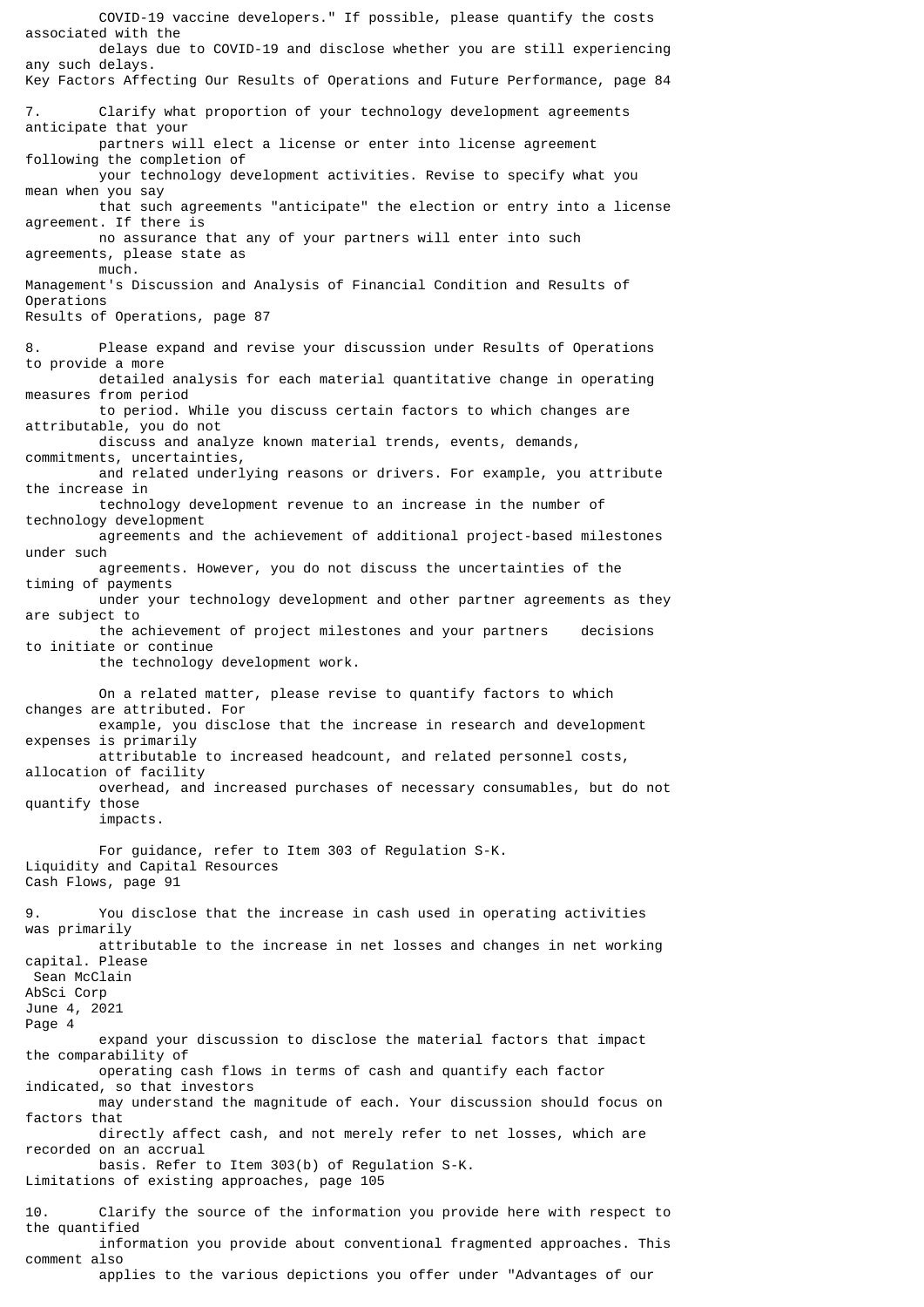COVID-19 vaccine developers." If possible, please quantify the costs associated with the delays due to COVID-19 and disclose whether you are still experiencing any such delays.

Key Factors Affecting Our Results of Operations and Future Performance, page 84

7. Clarify what proportion of your technology development agreements anticipate that your partners will elect a license or enter into license agreement following the completion of your technology development activities. Revise to specify what you mean when you say that such agreements "anticipate" the election or entry into a license agreement. If there is no assurance that any of your partners will enter into such agreements, please state as much.

Management's Discussion and Analysis of Financial Condition and Results of Operations

Results of Operations, page 87

8. Please expand and revise your discussion under Results of Operations to provide a more detailed analysis for each material quantitative change in operating measures from period to period. While you discuss certain factors to which changes are attributable, you do not discuss and analyze known material trends, events, demands, commitments, uncertainties, and related underlying reasons or drivers. For example, you attribute the increase in technology development revenue to an increase in the number of technology development agreements and the achievement of additional project-based milestones under such agreements. However, you do not discuss the uncertainties of the timing of payments under your technology development and other partner agreements as they are subject to the achievement of project milestones and your partners decisions to initiate or continue the technology development work.

On a related matter, please revise to quantify factors to which changes are attributed. For example, you disclose that the increase in research and development expenses is primarily attributable to increased headcount, and related personnel costs, allocation of facility overhead, and increased purchases of necessary consumables, but do not quantify those impacts.

For guidance, refer to Item 303 of Regulation S-K.

Liquidity and Capital Resources

Cash Flows, page 91

9. You disclose that the increase in cash used in operating activities was primarily attributable to the increase in net losses and changes in net working capital. Please expand your discussion to disclose the material factors that impact the comparability of operating cash flows in terms of cash and quantify each factor indicated, so that investors may understand the magnitude of each. Your discussion should focus on factors that directly affect cash, and not merely refer to net losses, which are recorded on an accrual basis. Refer to Item 303(b) of Regulation S-K.

Limitations of existing approaches, page 105

10. Clarify the source of the information you provide here with respect to the quantified information you provide about conventional fragmented approaches. This comment also applies to the various depictions you offer under "Advantages of our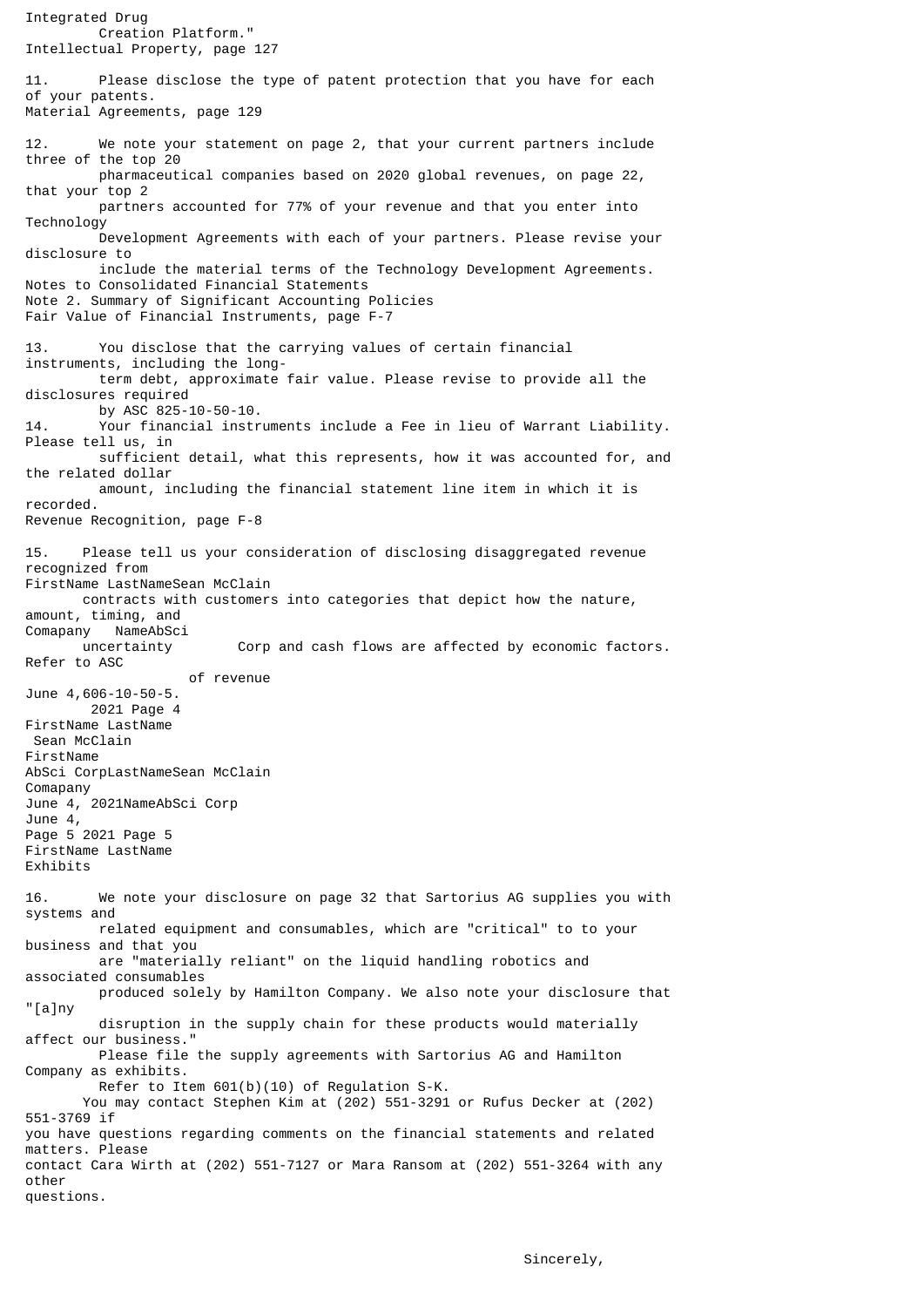Integrated Drug Creation Platform."

### Intellectual Property, page 127

11. Please disclose the type of patent protection that you have for each of your patents.

### Material Agreements, page 129

12. We note your statement on page 2, that your current partners include three of the top 20 pharmaceutical companies based on 2020 global revenues, on page 22, that your top 2 partners accounted for 77% of your revenue and that you enter into Technology Development Agreements with each of your partners. Please revise your disclosure to include the material terms of the Technology Development Agreements.

### Notes to Consolidated Financial Statements
### Note 2. Summary of Significant Accounting Policies
### Fair Value of Financial Instruments, page F-7

13. You disclose that the carrying values of certain financial instruments, including the long-term debt, approximate fair value. Please revise to provide all the disclosures required by ASC 825-10-50-10.

14. Your financial instruments include a Fee in lieu of Warrant Liability. Please tell us, in sufficient detail, what this represents, how it was accounted for, and the related dollar amount, including the financial statement line item in which it is recorded.

### Revenue Recognition, page F-8

15. Please tell us your consideration of disclosing disaggregated revenue recognized from contracts with customers into categories that depict how the nature, amount, timing, and uncertainty of revenue and cash flows are affected by economic factors. Refer to ASC 606-10-50-5.

### Exhibits

16. We note your disclosure on page 32 that Sartorius AG supplies you with systems and related equipment and consumables, which are "critical" to to your business and that you are "materially reliant" on the liquid handling robotics and associated consumables produced solely by Hamilton Company. We also note your disclosure that "[a]ny disruption in the supply chain for these products would materially affect our business." Please file the supply agreements with Sartorius AG and Hamilton Company as exhibits. Refer to Item 601(b)(10) of Regulation S-K.

You may contact Stephen Kim at (202) 551-3291 or Rufus Decker at (202) 551-3769 if you have questions regarding comments on the financial statements and related matters. Please contact Cara Wirth at (202) 551-7127 or Mara Ransom at (202) 551-3264 with any other questions.

Sincerely,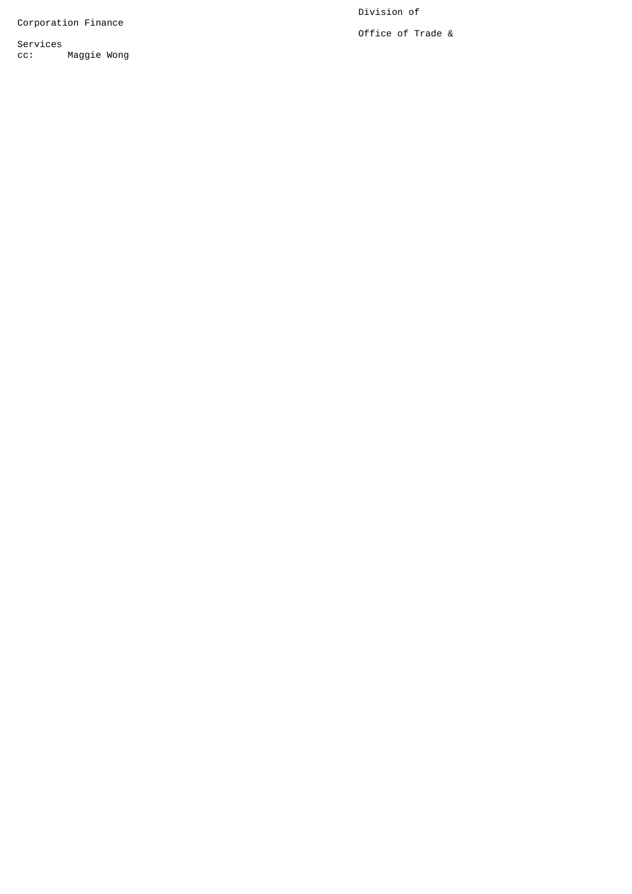Division of

Corporation Finance

Office of Trade &

Services

cc: Maggie Wong